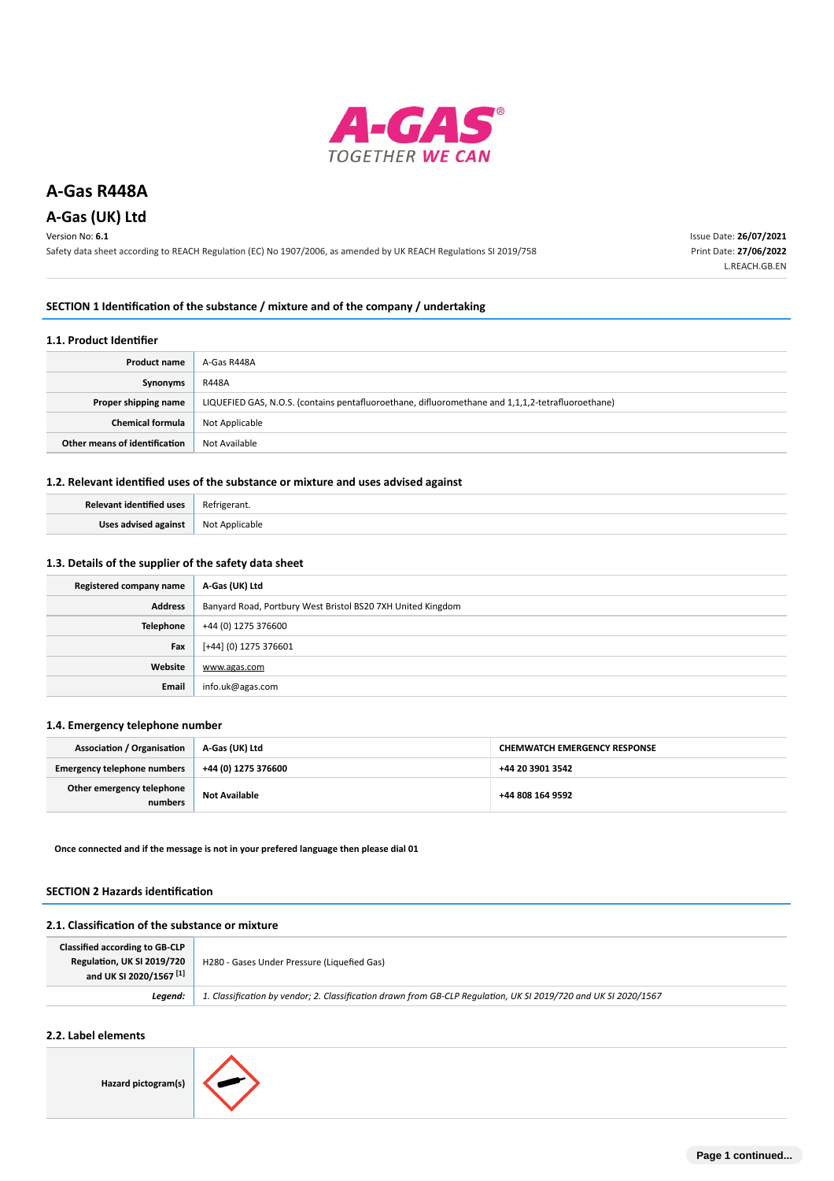# A-Gas R448A

## A-Gas (UK) Ltd

Version No: **6.1**

Safety data sheet according to REACH Regulation (EC) No 1907/2006, as amended by UK REACH Regulations SI 2019/758

Issue Date: **26/07/2021**
Print Date: **27/06/2022**
L.REACH.GB.EN

## SECTION 1 Identification of the substance / mixture and of the company / undertaking

### 1.1. Product Identifier

| | |
|---|---|
| **Product name** | A-Gas R448A |
| **Synonyms** | R448A |
| **Proper shipping name** | LIQUEFIED GAS, N.O.S. (contains pentafluoroethane, difluoromethane and 1,1,1,2-tetrafluoroethane) |
| **Chemical formula** | Not Applicable |
| **Other means of identification** | Not Available |

### 1.2. Relevant identified uses of the substance or mixture and uses advised against

| | |
|---|---|
| **Relevant identified uses** | Refrigerant. |
| **Uses advised against** | Not Applicable |

### 1.3. Details of the supplier of the safety data sheet

| | |
|---|---|
| **Registered company name** | **A-Gas (UK) Ltd** |
| **Address** | Banyard Road, Portbury West Bristol BS20 7XH United Kingdom |
| **Telephone** | +44 (0) 1275 376600 |
| **Fax** | [+44] (0) 1275 376601 |
| **Website** | www.agas.com |
| **Email** | info.uk@agas.com |

### 1.4. Emergency telephone number

| | | |
|---|---|---|
| **Association / Organisation** | **A-Gas (UK) Ltd** | **CHEMWATCH EMERGENCY RESPONSE** |
| **Emergency telephone numbers** | **+44 (0) 1275 376600** | **+44 20 3901 3542** |
| **Other emergency telephone numbers** | **Not Available** | **+44 808 164 9592** |

**Once connected and if the message is not in your prefered language then please dial 01**

## SECTION 2 Hazards identification

### 2.1. Classification of the substance or mixture

| | |
|---|---|
| **Classified according to GB-CLP Regulation, UK SI 2019/720 and UK SI 2020/1567 [1]** | H280 - Gases Under Pressure (Liquefied Gas) |
| ***Legend:*** | *1. Classification by vendor; 2. Classification drawn from GB-CLP Regulation, UK SI 2019/720 and UK SI 2020/1567* |

### 2.2. Label elements

| | |
|---|---|
| **Hazard pictogram(s)** | |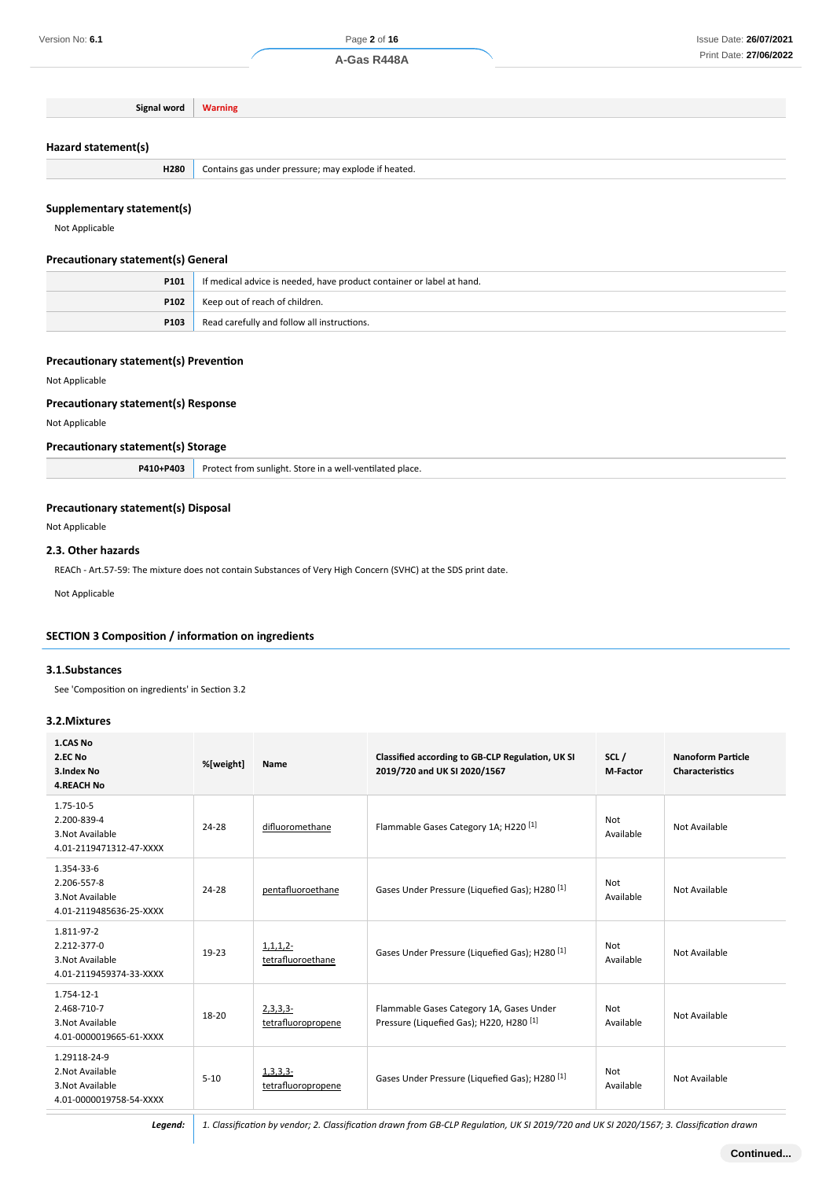| Signal word | Warning |
|---|---|

### Hazard statement(s)

| H280 | Contains gas under pressure; may explode if heated. |
|---|---|

### Supplementary statement(s)

Not Applicable

### Precautionary statement(s) General

| P101 | If medical advice is needed, have product container or label at hand. |
|---|---|
| P102 | Keep out of reach of children. |
| P103 | Read carefully and follow all instructions. |

### Precautionary statement(s) Prevention

Not Applicable

### Precautionary statement(s) Response

Not Applicable

### Precautionary statement(s) Storage

| P410+P403 | Protect from sunlight. Store in a well-ventilated place. |
|---|---|

### Precautionary statement(s) Disposal

Not Applicable

### 2.3. Other hazards

REACh - Art.57-59: The mixture does not contain Substances of Very High Concern (SVHC) at the SDS print date.

Not Applicable

## SECTION 3 Composition / information on ingredients

### 3.1.Substances

See 'Composition on ingredients' in Section 3.2

### 3.2.Mixtures

| 1.CAS No<br>2.EC No<br>3.Index No<br>4.REACH No | %[weight] | Name | Classified according to GB-CLP Regulation, UK SI 2019/720 and UK SI 2020/1567 | SCL / M-Factor | Nanoform Particle Characteristics |
|---|---|---|---|---|---|
| 1.75-10-5<br>2.200-839-4<br>3.Not Available<br>4.01-2119471312-47-XXXX | 24-28 | difluoromethane | Flammable Gases Category 1A; H220 [1] | Not Available | Not Available |
| 1.354-33-6<br>2.206-557-8<br>3.Not Available<br>4.01-2119485636-25-XXXX | 24-28 | pentafluoroethane | Gases Under Pressure (Liquefied Gas); H280 [1] | Not Available | Not Available |
| 1.811-97-2<br>2.212-377-0<br>3.Not Available<br>4.01-2119459374-33-XXXX | 19-23 | 1,1,1,2-tetrafluoroethane | Gases Under Pressure (Liquefied Gas); H280 [1] | Not Available | Not Available |
| 1.754-12-1<br>2.468-710-7<br>3.Not Available<br>4.01-0000019665-61-XXXX | 18-20 | 2,3,3,3-tetrafluoropropene | Flammable Gases Category 1A, Gases Under Pressure (Liquefied Gas); H220, H280 [1] | Not Available | Not Available |
| 1.29118-24-9<br>2.Not Available<br>3.Not Available<br>4.01-0000019758-54-XXXX | 5-10 | 1,3,3,3-tetrafluoropropene | Gases Under Pressure (Liquefied Gas); H280 [1] | Not Available | Not Available |

*Legend:* *1. Classification by vendor; 2. Classification drawn from GB-CLP Regulation, UK SI 2019/720 and UK SI 2020/1567; 3. Classification drawn*

**Continued...**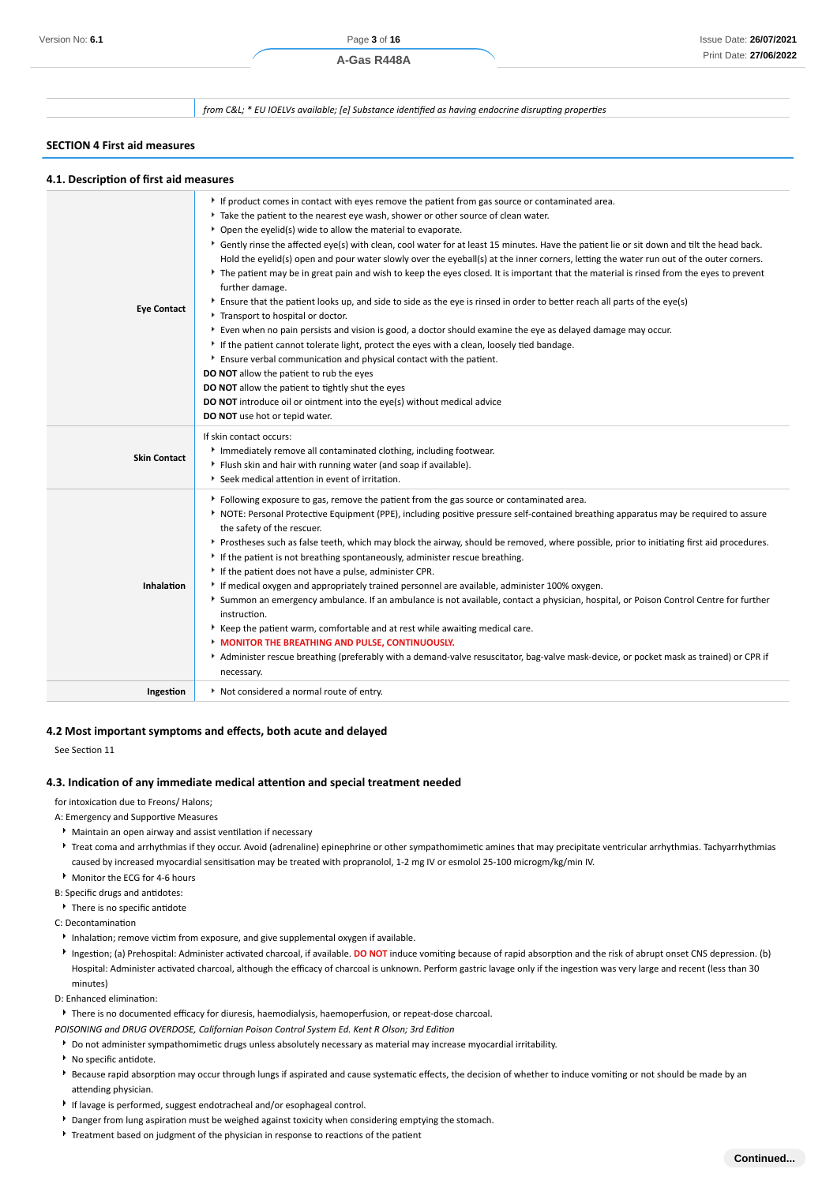| | from C&L; * EU IOELVs available; [e] Substance identified as having endocrine disrupting properties |
|---|---|

## SECTION 4 First aid measures

### 4.1. Description of first aid measures

| | |
|---|---|
| **Eye Contact** | ‣ If product comes in contact with eyes remove the patient from gas source or contaminated area.<br>‣ Take the patient to the nearest eye wash, shower or other source of clean water.<br>‣ Open the eyelid(s) wide to allow the material to evaporate.<br>‣ Gently rinse the affected eye(s) with clean, cool water for at least 15 minutes. Have the patient lie or sit down and tilt the head back. Hold the eyelid(s) open and pour water slowly over the eyeball(s) at the inner corners, letting the water run out of the outer corners.<br>‣ The patient may be in great pain and wish to keep the eyes closed. It is important that the material is rinsed from the eyes to prevent further damage.<br>‣ Ensure that the patient looks up, and side to side as the eye is rinsed in order to better reach all parts of the eye(s)<br>‣ Transport to hospital or doctor.<br>‣ Even when no pain persists and vision is good, a doctor should examine the eye as delayed damage may occur.<br>‣ If the patient cannot tolerate light, protect the eyes with a clean, loosely tied bandage.<br>‣ Ensure verbal communication and physical contact with the patient.<br>**DO NOT** allow the patient to rub the eyes<br>**DO NOT** allow the patient to tightly shut the eyes<br>**DO NOT** introduce oil or ointment into the eye(s) without medical advice<br>**DO NOT** use hot or tepid water. |
| **Skin Contact** | If skin contact occurs:<br>‣ Immediately remove all contaminated clothing, including footwear.<br>‣ Flush skin and hair with running water (and soap if available).<br>‣ Seek medical attention in event of irritation. |
| **Inhalation** | ‣ Following exposure to gas, remove the patient from the gas source or contaminated area.<br>‣ NOTE: Personal Protective Equipment (PPE), including positive pressure self-contained breathing apparatus may be required to assure the safety of the rescuer.<br>‣ Prostheses such as false teeth, which may block the airway, should be removed, where possible, prior to initiating first aid procedures.<br>‣ If the patient is not breathing spontaneously, administer rescue breathing.<br>‣ If the patient does not have a pulse, administer CPR.<br>‣ If medical oxygen and appropriately trained personnel are available, administer 100% oxygen.<br>‣ Summon an emergency ambulance. If an ambulance is not available, contact a physician, hospital, or Poison Control Centre for further instruction.<br>‣ Keep the patient warm, comfortable and at rest while awaiting medical care.<br>‣ **MONITOR THE BREATHING AND PULSE, CONTINUOUSLY.**<br>‣ Administer rescue breathing (preferably with a demand-valve resuscitator, bag-valve mask-device, or pocket mask as trained) or CPR if necessary. |
| **Ingestion** | ‣ Not considered a normal route of entry. |

### 4.2 Most important symptoms and effects, both acute and delayed

See Section 11

### 4.3. Indication of any immediate medical attention and special treatment needed

for intoxication due to Freons/ Halons;

A: Emergency and Supportive Measures

- Maintain an open airway and assist ventilation if necessary
- Treat coma and arrhythmias if they occur. Avoid (adrenaline) epinephrine or other sympathomimetic amines that may precipitate ventricular arrhythmias. Tachyarrhythmias caused by increased myocardial sensitisation may be treated with propranolol, 1-2 mg IV or esmolol 25-100 microgm/kg/min IV.
- Monitor the ECG for 4-6 hours

B: Specific drugs and antidotes:

- There is no specific antidote

C: Decontamination

- Inhalation; remove victim from exposure, and give supplemental oxygen if available.
- Ingestion; (a) Prehospital: Administer activated charcoal, if available. **DO NOT** induce vomiting because of rapid absorption and the risk of abrupt onset CNS depression. (b) Hospital: Administer activated charcoal, although the efficacy of charcoal is unknown. Perform gastric lavage only if the ingestion was very large and recent (less than 30 minutes)

D: Enhanced elimination:

- There is no documented efficacy for diuresis, haemodialysis, haemoperfusion, or repeat-dose charcoal.

*POISONING and DRUG OVERDOSE, Californian Poison Control System Ed. Kent R Olson; 3rd Edition*

- Do not administer sympathomimetic drugs unless absolutely necessary as material may increase myocardial irritability.
- No specific antidote.
- Because rapid absorption may occur through lungs if aspirated and cause systematic effects, the decision of whether to induce vomiting or not should be made by an attending physician.
- If lavage is performed, suggest endotracheal and/or esophageal control.
- Danger from lung aspiration must be weighed against toxicity when considering emptying the stomach.
- Treatment based on judgment of the physician in response to reactions of the patient

**Continued...**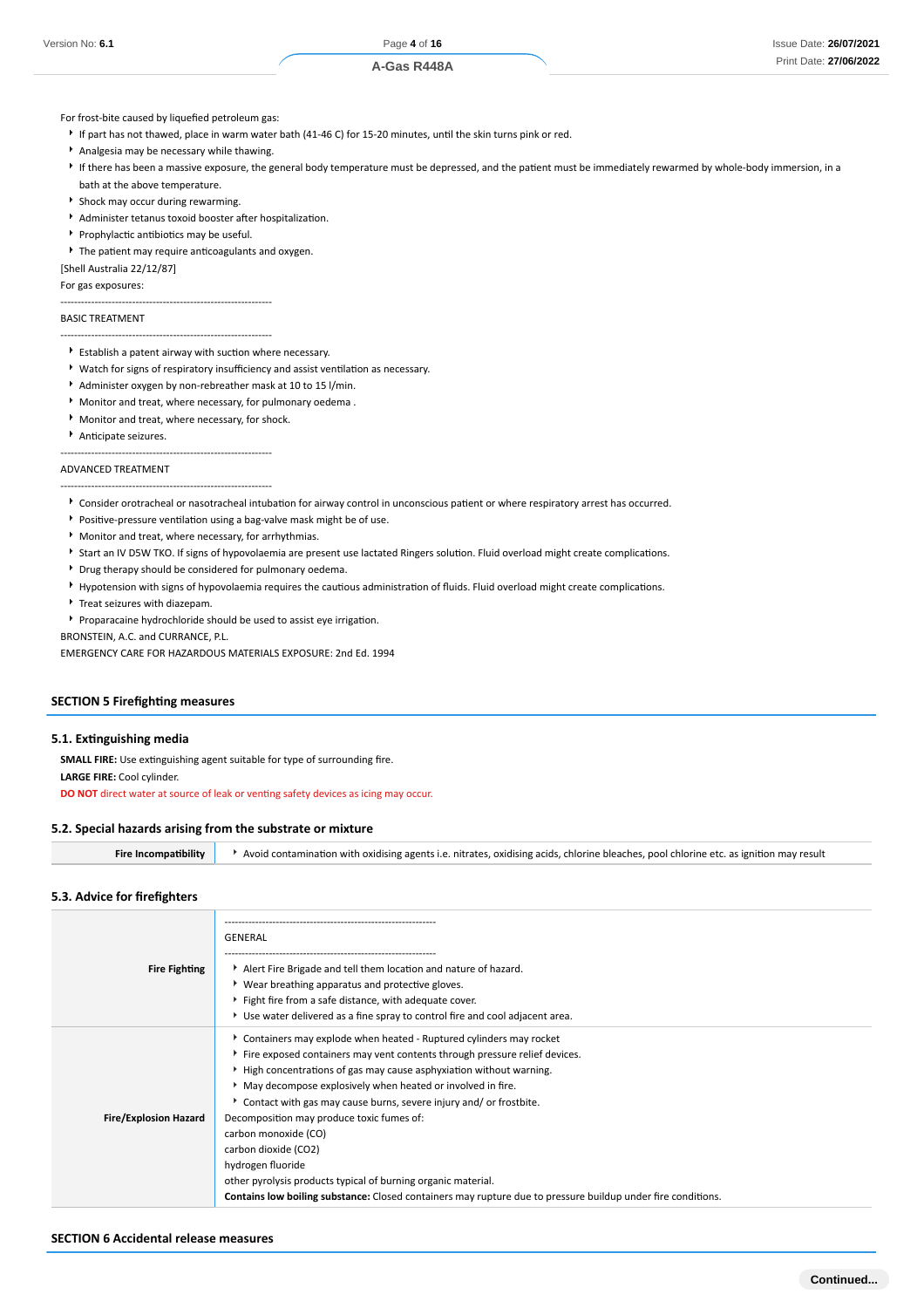For frost-bite caused by liquefied petroleum gas:

- If part has not thawed, place in warm water bath (41-46 C) for 15-20 minutes, until the skin turns pink or red.
- Analgesia may be necessary while thawing.
- If there has been a massive exposure, the general body temperature must be depressed, and the patient must be immediately rewarmed by whole-body immersion, in a bath at the above temperature.
- Shock may occur during rewarming.
- Administer tetanus toxoid booster after hospitalization.
- Prophylactic antibiotics may be useful.
- The patient may require anticoagulants and oxygen.

[Shell Australia 22/12/87]

For gas exposures:

--------------------------------------------------------------

BASIC TREATMENT

--------------------------------------------------------------

- Establish a patent airway with suction where necessary.
- Watch for signs of respiratory insufficiency and assist ventilation as necessary.
- Administer oxygen by non-rebreather mask at 10 to 15 l/min.
- Monitor and treat, where necessary, for pulmonary oedema .
- Monitor and treat, where necessary, for shock.
- Anticipate seizures.

--------------------------------------------------------------

ADVANCED TREATMENT

--------------------------------------------------------------

- Consider orotracheal or nasotracheal intubation for airway control in unconscious patient or where respiratory arrest has occurred.
- Positive-pressure ventilation using a bag-valve mask might be of use.
- Monitor and treat, where necessary, for arrhythmias.
- Start an IV D5W TKO. If signs of hypovolaemia are present use lactated Ringers solution. Fluid overload might create complications.
- Drug therapy should be considered for pulmonary oedema.
- Hypotension with signs of hypovolaemia requires the cautious administration of fluids. Fluid overload might create complications.
- Treat seizures with diazepam.
- Proparacaine hydrochloride should be used to assist eye irrigation.

BRONSTEIN, A.C. and CURRANCE, P.L.

EMERGENCY CARE FOR HAZARDOUS MATERIALS EXPOSURE: 2nd Ed. 1994

## SECTION 5 Firefighting measures

### 5.1. Extinguishing media

**SMALL FIRE:** Use extinguishing agent suitable for type of surrounding fire.

**LARGE FIRE:** Cool cylinder.

**DO NOT** direct water at source of leak or venting safety devices as icing may occur.

### 5.2. Special hazards arising from the substrate or mixture

| | |
|---|---|
| **Fire Incompatibility** | Avoid contamination with oxidising agents i.e. nitrates, oxidising acids, chlorine bleaches, pool chlorine etc. as ignition may result |

### 5.3. Advice for firefighters

| | |
|---|---|
| **Fire Fighting** | -------------------------------------------------------------- <br> GENERAL <br> -------------------------------------------------------------- <br> • Alert Fire Brigade and tell them location and nature of hazard. <br> • Wear breathing apparatus and protective gloves. <br> • Fight fire from a safe distance, with adequate cover. <br> • Use water delivered as a fine spray to control fire and cool adjacent area. |
| **Fire/Explosion Hazard** | • Containers may explode when heated - Ruptured cylinders may rocket <br> • Fire exposed containers may vent contents through pressure relief devices. <br> • High concentrations of gas may cause asphyxiation without warning. <br> • May decompose explosively when heated or involved in fire. <br> • Contact with gas may cause burns, severe injury and/ or frostbite. <br> Decomposition may produce toxic fumes of: <br> carbon monoxide (CO) <br> carbon dioxide (CO2) <br> hydrogen fluoride <br> other pyrolysis products typical of burning organic material. <br> **Contains low boiling substance:** Closed containers may rupture due to pressure buildup under fire conditions. |

## SECTION 6 Accidental release measures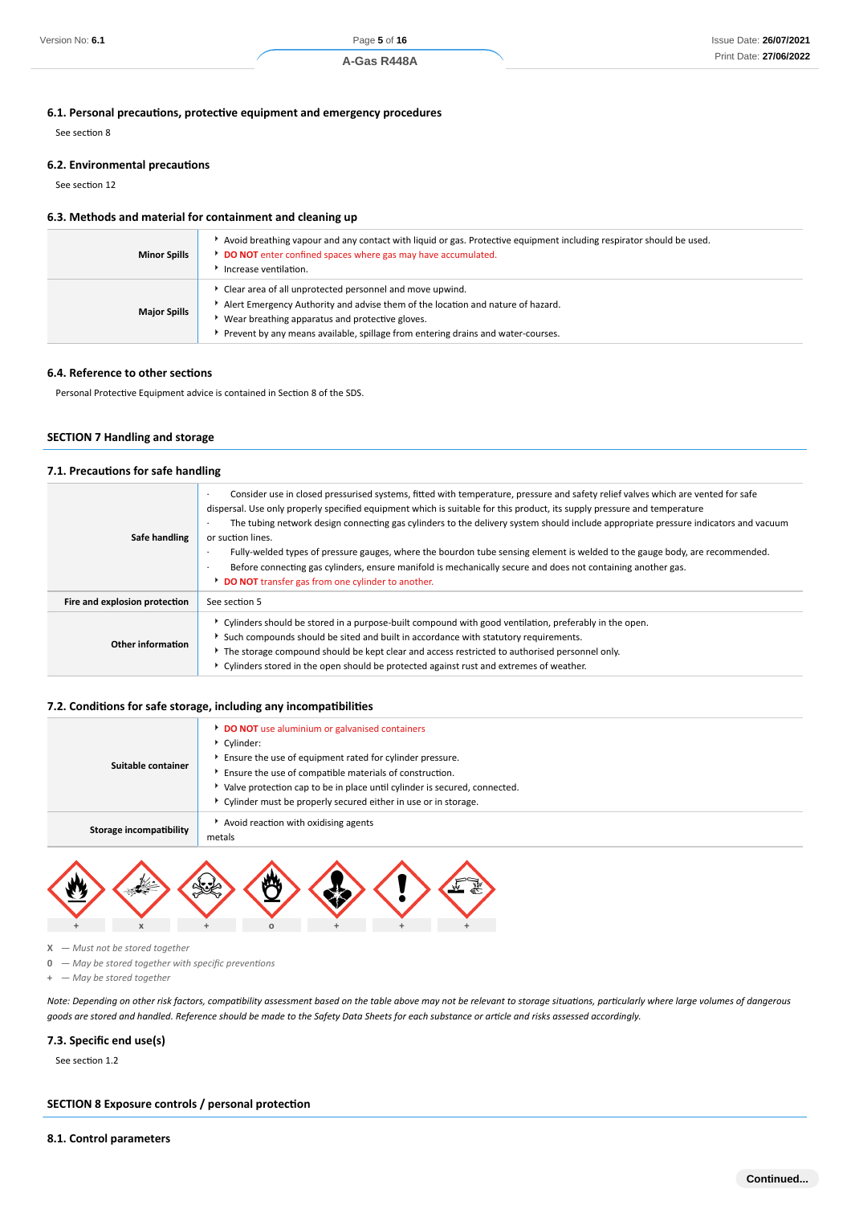### 6.1. Personal precautions, protective equipment and emergency procedures

See section 8

### 6.2. Environmental precautions

See section 12

### 6.3. Methods and material for containment and cleaning up

| | |
|---|---|
| **Minor Spills** | ‣ Avoid breathing vapour and any contact with liquid or gas. Protective equipment including respirator should be used.<br>‣ **DO NOT** enter confined spaces where gas may have accumulated.<br>‣ Increase ventilation. |
| **Major Spills** | ‣ Clear area of all unprotected personnel and move upwind.<br>‣ Alert Emergency Authority and advise them of the location and nature of hazard.<br>‣ Wear breathing apparatus and protective gloves.<br>‣ Prevent by any means available, spillage from entering drains and water-courses. |

### 6.4. Reference to other sections

Personal Protective Equipment advice is contained in Section 8 of the SDS.

## SECTION 7 Handling and storage

### 7.1. Precautions for safe handling

| | |
|---|---|
| **Safe handling** | · Consider use in closed pressurised systems, fitted with temperature, pressure and safety relief valves which are vented for safe dispersal. Use only properly specified equipment which is suitable for this product, its supply pressure and temperature<br>· The tubing network design connecting gas cylinders to the delivery system should include appropriate pressure indicators and vacuum or suction lines.<br>· Fully-welded types of pressure gauges, where the bourdon tube sensing element is welded to the gauge body, are recommended.<br>· Before connecting gas cylinders, ensure manifold is mechanically secure and does not containing another gas.<br>‣ **DO NOT** transfer gas from one cylinder to another. |
| **Fire and explosion protection** | See section 5 |
| **Other information** | ‣ Cylinders should be stored in a purpose-built compound with good ventilation, preferably in the open.<br>‣ Such compounds should be sited and built in accordance with statutory requirements.<br>‣ The storage compound should be kept clear and access restricted to authorised personnel only.<br>‣ Cylinders stored in the open should be protected against rust and extremes of weather. |

### 7.2. Conditions for safe storage, including any incompatibilities

| | |
|---|---|
| **Suitable container** | ‣ **DO NOT** use aluminium or galvanised containers<br>‣ Cylinder:<br>‣ Ensure the use of equipment rated for cylinder pressure.<br>‣ Ensure the use of compatible materials of construction.<br>‣ Valve protection cap to be in place until cylinder is secured, connected.<br>‣ Cylinder must be properly secured either in use or in storage. |
| **Storage incompatibility** | ‣ Avoid reaction with oxidising agents<br>metals |

| | | | | | | |
|---|---|---|---|---|---|---|
| + | x | + | o | + | + | + |

**X** — *Must not be stored together*
**0** — *May be stored together with specific preventions*
**+** — *May be stored together*

*Note: Depending on other risk factors, compatibility assessment based on the table above may not be relevant to storage situations, particularly where large volumes of dangerous goods are stored and handled. Reference should be made to the Safety Data Sheets for each substance or article and risks assessed accordingly.*

### 7.3. Specific end use(s)

See section 1.2

## SECTION 8 Exposure controls / personal protection

### 8.1. Control parameters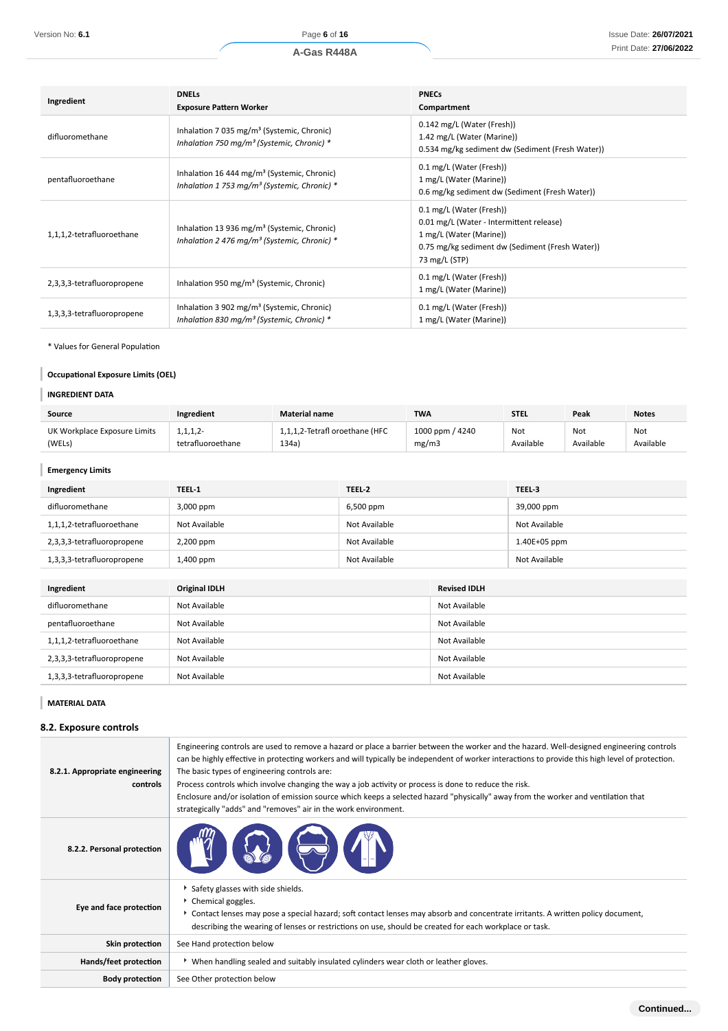| Ingredient | DNELs<br>Exposure Pattern Worker | PNECs<br>Compartment |
|---|---|---|
| difluoromethane | Inhalation 7 035 mg/m³ (Systemic, Chronic)<br>*Inhalation 750 mg/m³ (Systemic, Chronic) \** | 0.142 mg/L (Water (Fresh))<br>1.42 mg/L (Water (Marine))<br>0.534 mg/kg sediment dw (Sediment (Fresh Water)) |
| pentafluoroethane | Inhalation 16 444 mg/m³ (Systemic, Chronic)<br>*Inhalation 1 753 mg/m³ (Systemic, Chronic) \** | 0.1 mg/L (Water (Fresh))<br>1 mg/L (Water (Marine))<br>0.6 mg/kg sediment dw (Sediment (Fresh Water)) |
| 1,1,1,2-tetrafluoroethane | Inhalation 13 936 mg/m³ (Systemic, Chronic)<br>*Inhalation 2 476 mg/m³ (Systemic, Chronic) \** | 0.1 mg/L (Water (Fresh))<br>0.01 mg/L (Water - Intermittent release)<br>1 mg/L (Water (Marine))<br>0.75 mg/kg sediment dw (Sediment (Fresh Water))<br>73 mg/L (STP) |
| 2,3,3,3-tetrafluoropropene | Inhalation 950 mg/m³ (Systemic, Chronic) | 0.1 mg/L (Water (Fresh))<br>1 mg/L (Water (Marine)) |
| 1,3,3,3-tetrafluoropropene | Inhalation 3 902 mg/m³ (Systemic, Chronic)<br>*Inhalation 830 mg/m³ (Systemic, Chronic) \** | 0.1 mg/L (Water (Fresh))<br>1 mg/L (Water (Marine)) |

\* Values for General Population

**Occupational Exposure Limits (OEL)**

**INGREDIENT DATA**

| Source | Ingredient | Material name | TWA | STEL | Peak | Notes |
|---|---|---|---|---|---|---|
| UK Workplace Exposure Limits (WELs) | 1,1,1,2-tetrafluoroethane | 1,1,1,2-Tetrafl oroethane (HFC 134a) | 1000 ppm / 4240 mg/m3 | Not Available | Not Available | Not Available |

**Emergency Limits**

| Ingredient | TEEL-1 | TEEL-2 | TEEL-3 |
|---|---|---|---|
| difluoromethane | 3,000 ppm | 6,500 ppm | 39,000 ppm |
| 1,1,1,2-tetrafluoroethane | Not Available | Not Available | Not Available |
| 2,3,3,3-tetrafluoropropene | 2,200 ppm | Not Available | 1.40E+05 ppm |
| 1,3,3,3-tetrafluoropropene | 1,400 ppm | Not Available | Not Available |

| Ingredient | Original IDLH | Revised IDLH |
|---|---|---|
| difluoromethane | Not Available | Not Available |
| pentafluoroethane | Not Available | Not Available |
| 1,1,1,2-tetrafluoroethane | Not Available | Not Available |
| 2,3,3,3-tetrafluoropropene | Not Available | Not Available |
| 1,3,3,3-tetrafluoropropene | Not Available | Not Available |

**MATERIAL DATA**

## 8.2. Exposure controls

| | |
|---|---|
| **8.2.1. Appropriate engineering controls** | Engineering controls are used to remove a hazard or place a barrier between the worker and the hazard. Well-designed engineering controls can be highly effective in protecting workers and will typically be independent of worker interactions to provide this high level of protection.<br>The basic types of engineering controls are:<br>Process controls which involve changing the way a job activity or process is done to reduce the risk.<br>Enclosure and/or isolation of emission source which keeps a selected hazard "physically" away from the worker and ventilation that strategically "adds" and "removes" air in the work environment. |
| **8.2.2. Personal protection** | |
| **Eye and face protection** | ▸ Safety glasses with side shields.<br>▸ Chemical goggles.<br>▸ Contact lenses may pose a special hazard; soft contact lenses may absorb and concentrate irritants. A written policy document, describing the wearing of lenses or restrictions on use, should be created for each workplace or task. |
| **Skin protection** | See Hand protection below |
| **Hands/feet protection** | ▸ When handling sealed and suitably insulated cylinders wear cloth or leather gloves. |
| **Body protection** | See Other protection below |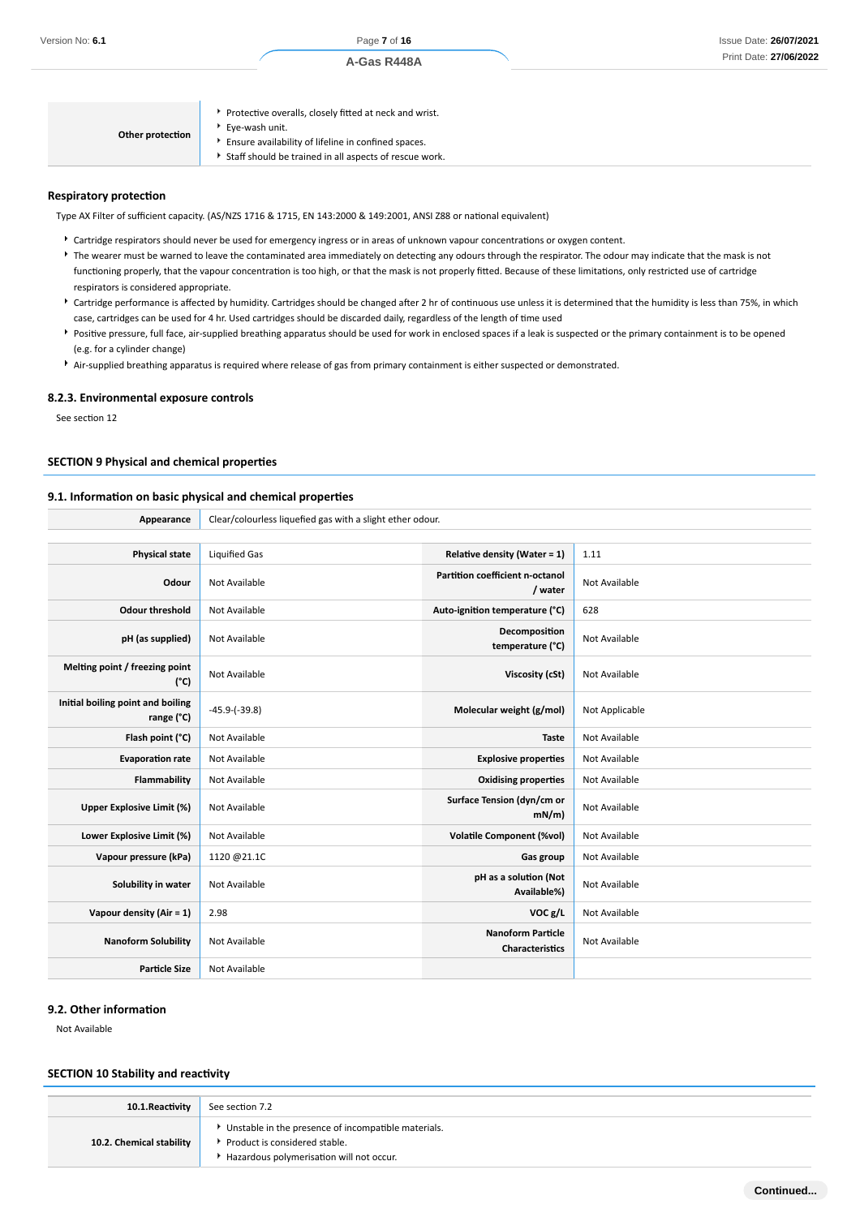| Other protection | <ul><li>Protective overalls, closely fitted at neck and wrist.</li><li>Eye-wash unit.</li><li>Ensure availability of lifeline in confined spaces.</li><li>Staff should be trained in all aspects of rescue work.</li></ul> |
|---|---|

#### Respiratory protection

Type AX Filter of sufficient capacity. (AS/NZS 1716 & 1715, EN 143:2000 & 149:2001, ANSI Z88 or national equivalent)

- Cartridge respirators should never be used for emergency ingress or in areas of unknown vapour concentrations or oxygen content.
- The wearer must be warned to leave the contaminated area immediately on detecting any odours through the respirator. The odour may indicate that the mask is not functioning properly, that the vapour concentration is too high, or that the mask is not properly fitted. Because of these limitations, only restricted use of cartridge respirators is considered appropriate.
- Cartridge performance is affected by humidity. Cartridges should be changed after 2 hr of continuous use unless it is determined that the humidity is less than 75%, in which case, cartridges can be used for 4 hr. Used cartridges should be discarded daily, regardless of the length of time used
- Positive pressure, full face, air-supplied breathing apparatus should be used for work in enclosed spaces if a leak is suspected or the primary containment is to be opened (e.g. for a cylinder change)
- Air-supplied breathing apparatus is required where release of gas from primary containment is either suspected or demonstrated.

#### 8.2.3. Environmental exposure controls

See section 12

### SECTION 9 Physical and chemical properties

#### 9.1. Information on basic physical and chemical properties

| Appearance | Clear/colourless liquefied gas with a slight ether odour. | | |
|---|---|---|---|
| **Physical state** | Liquified Gas | **Relative density (Water = 1)** | 1.11 |
| **Odour** | Not Available | **Partition coefficient n-octanol / water** | Not Available |
| **Odour threshold** | Not Available | **Auto-ignition temperature (°C)** | 628 |
| **pH (as supplied)** | Not Available | **Decomposition temperature (°C)** | Not Available |
| **Melting point / freezing point (°C)** | Not Available | **Viscosity (cSt)** | Not Available |
| **Initial boiling point and boiling range (°C)** | -45.9-(-39.8) | **Molecular weight (g/mol)** | Not Applicable |
| **Flash point (°C)** | Not Available | **Taste** | Not Available |
| **Evaporation rate** | Not Available | **Explosive properties** | Not Available |
| **Flammability** | Not Available | **Oxidising properties** | Not Available |
| **Upper Explosive Limit (%)** | Not Available | **Surface Tension (dyn/cm or mN/m)** | Not Available |
| **Lower Explosive Limit (%)** | Not Available | **Volatile Component (%vol)** | Not Available |
| **Vapour pressure (kPa)** | 1120 @21.1C | **Gas group** | Not Available |
| **Solubility in water** | Not Available | **pH as a solution (Not Available%)** | Not Available |
| **Vapour density (Air = 1)** | 2.98 | **VOC g/L** | Not Available |
| **Nanoform Solubility** | Not Available | **Nanoform Particle Characteristics** | Not Available |
| **Particle Size** | Not Available | | |

#### 9.2. Other information

Not Available

### SECTION 10 Stability and reactivity

| 10.1.Reactivity | See section 7.2 |
|---|---|
| **10.2. Chemical stability** | <ul><li>Unstable in the presence of incompatible materials.</li><li>Product is considered stable.</li><li>Hazardous polymerisation will not occur.</li></ul> |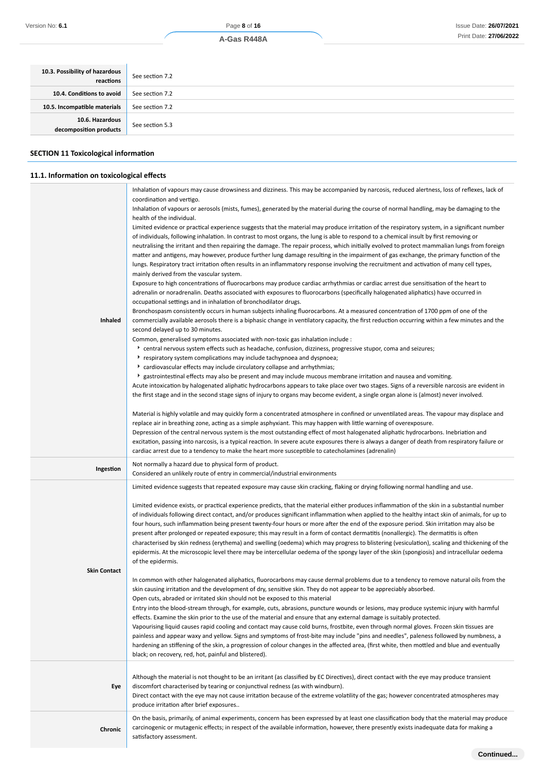| | |
|---|---|
| **10.3. Possibility of hazardous reactions** | See section 7.2 |
| **10.4. Conditions to avoid** | See section 7.2 |
| **10.5. Incompatible materials** | See section 7.2 |
| **10.6. Hazardous decomposition products** | See section 5.3 |

## SECTION 11 Toxicological information

### 11.1. Information on toxicological effects

| | |
|---|---|
| **Inhaled** | Inhalation of vapours may cause drowsiness and dizziness. This may be accompanied by narcosis, reduced alertness, loss of reflexes, lack of coordination and vertigo.<br>Inhalation of vapours or aerosols (mists, fumes), generated by the material during the course of normal handling, may be damaging to the health of the individual.<br>Limited evidence or practical experience suggests that the material may produce irritation of the respiratory system, in a significant number of individuals, following inhalation. In contrast to most organs, the lung is able to respond to a chemical insult by first removing or neutralising the irritant and then repairing the damage. The repair process, which initially evolved to protect mammalian lungs from foreign matter and antigens, may however, produce further lung damage resulting in the impairment of gas exchange, the primary function of the lungs. Respiratory tract irritation often results in an inflammatory response involving the recruitment and activation of many cell types, mainly derived from the vascular system.<br>Exposure to high concentrations of fluorocarbons may produce cardiac arrhythmias or cardiac arrest due sensitisation of the heart to adrenalin or noradrenalin. Deaths associated with exposures to fluorocarbons (specifically halogenated aliphatics) have occurred in occupational settings and in inhalation of bronchodilator drugs.<br>Bronchospasm consistently occurs in human subjects inhaling fluorocarbons. At a measured concentration of 1700 ppm of one of the commercially available aerosols there is a biphasic change in ventilatory capacity, the first reduction occurring within a few minutes and the second delayed up to 30 minutes.<br>Common, generalised symptoms associated with non-toxic gas inhalation include :<br>‣ central nervous system effects such as headache, confusion, dizziness, progressive stupor, coma and seizures;<br>‣ respiratory system complications may include tachypnoea and dyspnoea;<br>‣ cardiovascular effects may include circulatory collapse and arrhythmias;<br>‣ gastrointestinal effects may also be present and may include mucous membrane irritation and nausea and vomiting.<br>Acute intoxication by halogenated aliphatic hydrocarbons appears to take place over two stages. Signs of a reversible narcosis are evident in the first stage and in the second stage signs of injury to organs may become evident, a single organ alone is (almost) never involved.<br><br>Material is highly volatile and may quickly form a concentrated atmosphere in confined or unventilated areas. The vapour may displace and replace air in breathing zone, acting as a simple asphyxiant. This may happen with little warning of overexposure.<br>Depression of the central nervous system is the most outstanding effect of most halogenated aliphatic hydrocarbons. Inebriation and excitation, passing into narcosis, is a typical reaction. In severe acute exposures there is always a danger of death from respiratory failure or cardiac arrest due to a tendency to make the heart more susceptible to catecholamines (adrenalin) |
| **Ingestion** | Not normally a hazard due to physical form of product.<br>Considered an unlikely route of entry in commercial/industrial environments |
| **Skin Contact** | Limited evidence suggests that repeated exposure may cause skin cracking, flaking or drying following normal handling and use.<br><br>Limited evidence exists, or practical experience predicts, that the material either produces inflammation of the skin in a substantial number of individuals following direct contact, and/or produces significant inflammation when applied to the healthy intact skin of animals, for up to four hours, such inflammation being present twenty-four hours or more after the end of the exposure period. Skin irritation may also be present after prolonged or repeated exposure; this may result in a form of contact dermatitis (nonallergic). The dermatitis is often characterised by skin redness (erythema) and swelling (oedema) which may progress to blistering (vesiculation), scaling and thickening of the epidermis. At the microscopic level there may be intercellular oedema of the spongy layer of the skin (spongiosis) and intracellular oedema of the epidermis.<br><br>In common with other halogenated aliphatics, fluorocarbons may cause dermal problems due to a tendency to remove natural oils from the skin causing irritation and the development of dry, sensitive skin. They do not appear to be appreciably absorbed.<br>Open cuts, abraded or irritated skin should not be exposed to this material<br>Entry into the blood-stream through, for example, cuts, abrasions, puncture wounds or lesions, may produce systemic injury with harmful effects. Examine the skin prior to the use of the material and ensure that any external damage is suitably protected.<br>Vapourising liquid causes rapid cooling and contact may cause cold burns, frostbite, even through normal gloves. Frozen skin tissues are painless and appear waxy and yellow. Signs and symptoms of frost-bite may include "pins and needles", paleness followed by numbness, a hardening an stiffening of the skin, a progression of colour changes in the affected area, (first white, then mottled and blue and eventually black; on recovery, red, hot, painful and blistered). |
| **Eye** | Although the material is not thought to be an irritant (as classified by EC Directives), direct contact with the eye may produce transient discomfort characterised by tearing or conjunctival redness (as with windburn).<br>Direct contact with the eye may not cause irritation because of the extreme volatility of the gas; however concentrated atmospheres may produce irritation after brief exposures.. |
| **Chronic** | On the basis, primarily, of animal experiments, concern has been expressed by at least one classification body that the material may produce carcinogenic or mutagenic effects; in respect of the available information, however, there presently exists inadequate data for making a satisfactory assessment. |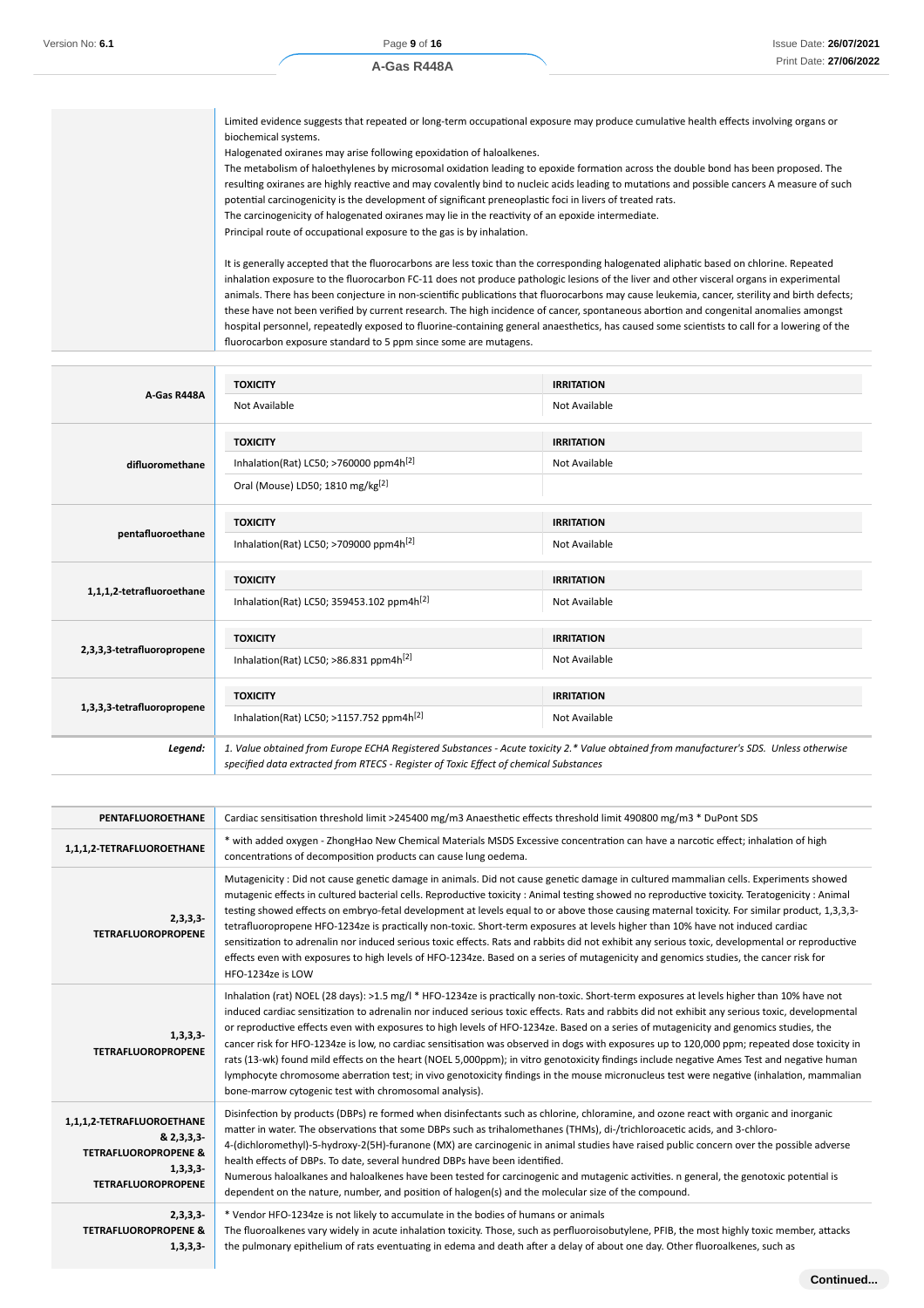| | |
|---|---|
| | Limited evidence suggests that repeated or long-term occupational exposure may produce cumulative health effects involving organs or biochemical systems.<br>Halogenated oxiranes may arise following epoxidation of haloalkenes.<br>The metabolism of haloethylenes by microsomal oxidation leading to epoxide formation across the double bond has been proposed. The resulting oxiranes are highly reactive and may covalently bind to nucleic acids leading to mutations and possible cancers A measure of such potential carcinogenicity is the development of significant preneoplastic foci in livers of treated rats.<br>The carcinogenicity of halogenated oxiranes may lie in the reactivity of an epoxide intermediate.<br>Principal route of occupational exposure to the gas is by inhalation.<br><br>It is generally accepted that the fluorocarbons are less toxic than the corresponding halogenated aliphatic based on chlorine. Repeated inhalation exposure to the fluorocarbon FC-11 does not produce pathologic lesions of the liver and other visceral organs in experimental animals. There has been conjecture in non-scientific publications that fluorocarbons may cause leukemia, cancer, sterility and birth defects; these have not been verified by current research. The high incidence of cancer, spontaneous abortion and congenital anomalies amongst hospital personnel, repeatedly exposed to fluorine-containing general anaesthetics, has caused some scientists to call for a lowering of the fluorocarbon exposure standard to 5 ppm since some are mutagens. |

| | TOXICITY | IRRITATION |
|---|---|---|
| **A-Gas R448A** | Not Available | Not Available |
| **difluoromethane** | Inhalation(Rat) LC50; >760000 ppm4h[2] | Not Available |
| | Oral (Mouse) LD50; 1810 mg/kg[2] | |
| **pentafluoroethane** | Inhalation(Rat) LC50; >709000 ppm4h[2] | Not Available |
| **1,1,1,2-tetrafluoroethane** | Inhalation(Rat) LC50; 359453.102 ppm4h[2] | Not Available |
| **2,3,3,3-tetrafluoropropene** | Inhalation(Rat) LC50; >86.831 ppm4h[2] | Not Available |
| **1,3,3,3-tetrafluoropropene** | Inhalation(Rat) LC50; >1157.752 ppm4h[2] | Not Available |
| ***Legend:*** | *1. Value obtained from Europe ECHA Registered Substances - Acute toxicity 2.* Value obtained from manufacturer's SDS. Unless otherwise specified data extracted from RTECS - Register of Toxic Effect of chemical Substances* | |

| | |
|---|---|
| **PENTAFLUOROETHANE** | Cardiac sensitisation threshold limit >245400 mg/m3 Anaesthetic effects threshold limit 490800 mg/m3 * DuPont SDS |
| **1,1,1,2-TETRAFLUOROETHANE** | * with added oxygen - ZhongHao New Chemical Materials MSDS Excessive concentration can have a narcotic effect; inhalation of high concentrations of decomposition products can cause lung oedema. |
| **2,3,3,3-TETRAFLUOROPROPENE** | Mutagenicity : Did not cause genetic damage in animals. Did not cause genetic damage in cultured mammalian cells. Experiments showed mutagenic effects in cultured bacterial cells. Reproductive toxicity : Animal testing showed no reproductive toxicity. Teratogenicity : Animal testing showed effects on embryo-fetal development at levels equal to or above those causing maternal toxicity. For similar product, 1,3,3,3-tetrafluoropropene HFO-1234ze is practically non-toxic. Short-term exposures at levels higher than 10% have not induced cardiac sensitization to adrenalin nor induced serious toxic effects. Rats and rabbits did not exhibit any serious toxic, developmental or reproductive effects even with exposures to high levels of HFO-1234ze. Based on a series of mutagenicity and genomics studies, the cancer risk for HFO-1234ze is LOW |
| **1,3,3,3-TETRAFLUOROPROPENE** | Inhalation (rat) NOEL (28 days): >1.5 mg/l * HFO-1234ze is practically non-toxic. Short-term exposures at levels higher than 10% have not induced cardiac sensitization to adrenalin nor induced serious toxic effects. Rats and rabbits did not exhibit any serious toxic, developmental or reproductive effects even with exposures to high levels of HFO-1234ze. Based on a series of mutagenicity and genomics studies, the cancer risk for HFO-1234ze is low, no cardiac sensitisation was observed in dogs with exposures up to 120,000 ppm; repeated dose toxicity in rats (13-wk) found mild effects on the heart (NOEL 5,000ppm); in vitro genotoxicity findings include negative Ames Test and negative human lymphocyte chromosome aberration test; in vivo genotoxicity findings in the mouse micronucleus test were negative (inhalation, mammalian bone-marrow cytogenic test with chromosomal analysis). |
| **1,1,1,2-TETRAFLUOROETHANE & 2,3,3,3-TETRAFLUOROPROPENE & 1,3,3,3-TETRAFLUOROPROPENE** | Disinfection by products (DBPs) re formed when disinfectants such as chlorine, chloramine, and ozone react with organic and inorganic matter in water. The observations that some DBPs such as trihalomethanes (THMs), di-/trichloroacetic acids, and 3-chloro-4-(dichloromethyl)-5-hydroxy-2(5H)-furanone (MX) are carcinogenic in animal studies have raised public concern over the possible adverse health effects of DBPs. To date, several hundred DBPs have been identified.<br>Numerous haloalkanes and haloalkenes have been tested for carcinogenic and mutagenic activities. n general, the genotoxic potential is dependent on the nature, number, and position of halogen(s) and the molecular size of the compound. |
| **2,3,3,3-TETRAFLUOROPROPENE & 1,3,3,3-** | * Vendor HFO-1234ze is not likely to accumulate in the bodies of humans or animals<br>The fluoroalkenes vary widely in acute inhalation toxicity. Those, such as perfluoroisobutylene, PFIB, the most highly toxic member, attacks the pulmonary epithelium of rats eventuating in edema and death after a delay of about one day. Other fluoroalkenes, such as |

Continued...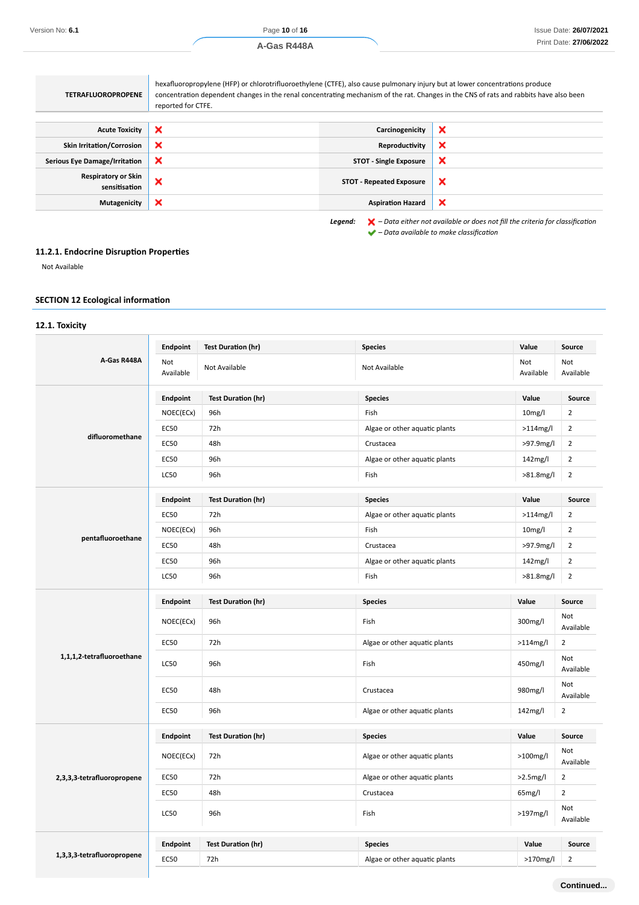| TETRAFLUOROPROPENE | hexafluoropropylene (HFP) or chlorotrifluoroethylene (CTFE), also cause pulmonary injury but at lower concentrations produce concentration dependent changes in the renal concentrating mechanism of the rat. Changes in the CNS of rats and rabbits have also been reported for CTFE. |
|---|---|

| | | | |
|---|---|---|---|
| Acute Toxicity | ❌ | Carcinogenicity | ❌ |
| Skin Irritation/Corrosion | ❌ | Reproductivity | ❌ |
| Serious Eye Damage/Irritation | ❌ | STOT - Single Exposure | ❌ |
| Respiratory or Skin sensitisation | ❌ | STOT - Repeated Exposure | ❌ |
| Mutagenicity | ❌ | Aspiration Hazard | ❌ |

*Legend:* ❌ *– Data either not available or does not fill the criteria for classification*
✔ *– Data available to make classification*

### 11.2.1. Endocrine Disruption Properties

Not Available

## SECTION 12 Ecological information

### 12.1. Toxicity

**A-Gas R448A**

| Endpoint | Test Duration (hr) | Species | Value | Source |
|---|---|---|---|---|
| Not Available | Not Available | Not Available | Not Available | Not Available |

**difluoromethane**

| Endpoint | Test Duration (hr) | Species | Value | Source |
|---|---|---|---|---|
| NOEC(ECx) | 96h | Fish | 10mg/l | 2 |
| EC50 | 72h | Algae or other aquatic plants | >114mg/l | 2 |
| EC50 | 48h | Crustacea | >97.9mg/l | 2 |
| EC50 | 96h | Algae or other aquatic plants | 142mg/l | 2 |
| LC50 | 96h | Fish | >81.8mg/l | 2 |

**pentafluoroethane**

| Endpoint | Test Duration (hr) | Species | Value | Source |
|---|---|---|---|---|
| EC50 | 72h | Algae or other aquatic plants | >114mg/l | 2 |
| NOEC(ECx) | 96h | Fish | 10mg/l | 2 |
| EC50 | 48h | Crustacea | >97.9mg/l | 2 |
| EC50 | 96h | Algae or other aquatic plants | 142mg/l | 2 |
| LC50 | 96h | Fish | >81.8mg/l | 2 |

**1,1,1,2-tetrafluoroethane**

| Endpoint | Test Duration (hr) | Species | Value | Source |
|---|---|---|---|---|
| NOEC(ECx) | 96h | Fish | 300mg/l | Not Available |
| EC50 | 72h | Algae or other aquatic plants | >114mg/l | 2 |
| LC50 | 96h | Fish | 450mg/l | Not Available |
| EC50 | 48h | Crustacea | 980mg/l | Not Available |
| EC50 | 96h | Algae or other aquatic plants | 142mg/l | 2 |

**2,3,3,3-tetrafluoropropene**

| Endpoint | Test Duration (hr) | Species | Value | Source |
|---|---|---|---|---|
| NOEC(ECx) | 72h | Algae or other aquatic plants | >100mg/l | Not Available |
| EC50 | 72h | Algae or other aquatic plants | >2.5mg/l | 2 |
| EC50 | 48h | Crustacea | 65mg/l | 2 |
| LC50 | 96h | Fish | >197mg/l | Not Available |

**1,3,3,3-tetrafluoropropene**

| Endpoint | Test Duration (hr) | Species | Value | Source |
|---|---|---|---|---|
| EC50 | 72h | Algae or other aquatic plants | >170mg/l | 2 |

Continued...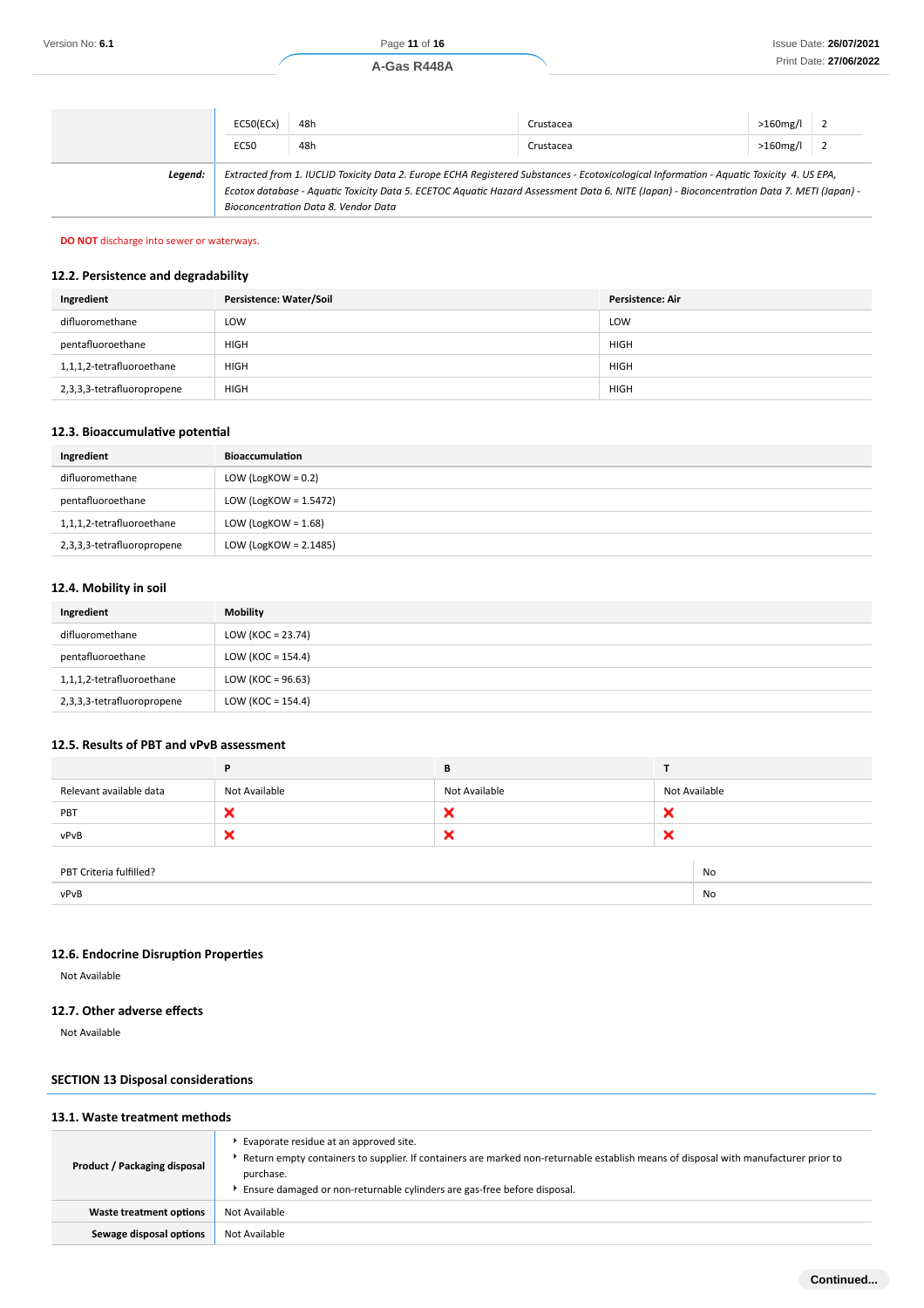| | EC50(ECx) | 48h | Crustacea | >160mg/l | 2 |
|---|---|---|---|---|---|
| | EC50 | 48h | Crustacea | >160mg/l | 2 |
| ***Legend:*** | *Extracted from 1. IUCLID Toxicity Data 2. Europe ECHA Registered Substances - Ecotoxicological Information - Aquatic Toxicity 4. US EPA, Ecotox database - Aquatic Toxicity Data 5. ECETOC Aquatic Hazard Assessment Data 6. NITE (Japan) - Bioconcentration Data 7. METI (Japan) - Bioconcentration Data 8. Vendor Data* | | | | |

**DO NOT** discharge into sewer or waterways.

### 12.2. Persistence and degradability

| Ingredient | Persistence: Water/Soil | Persistence: Air |
|---|---|---|
| difluoromethane | LOW | LOW |
| pentafluoroethane | HIGH | HIGH |
| 1,1,1,2-tetrafluoroethane | HIGH | HIGH |
| 2,3,3,3-tetrafluoropropene | HIGH | HIGH |

### 12.3. Bioaccumulative potential

| Ingredient | Bioaccumulation |
|---|---|
| difluoromethane | LOW (LogKOW = 0.2) |
| pentafluoroethane | LOW (LogKOW = 1.5472) |
| 1,1,1,2-tetrafluoroethane | LOW (LogKOW = 1.68) |
| 2,3,3,3-tetrafluoropropene | LOW (LogKOW = 2.1485) |

### 12.4. Mobility in soil

| Ingredient | Mobility |
|---|---|
| difluoromethane | LOW (KOC = 23.74) |
| pentafluoroethane | LOW (KOC = 154.4) |
| 1,1,1,2-tetrafluoroethane | LOW (KOC = 96.63) |
| 2,3,3,3-tetrafluoropropene | LOW (KOC = 154.4) |

### 12.5. Results of PBT and vPvB assessment

| | P | B | T |
|---|---|---|---|
| Relevant available data | Not Available | Not Available | Not Available |
| PBT | ❌ | ❌ | ❌ |
| vPvB | ❌ | ❌ | ❌ |

| | |
|---|---|
| PBT Criteria fulfilled? | No |
| vPvB | No |

### 12.6. Endocrine Disruption Properties

Not Available

### 12.7. Other adverse effects

Not Available

## SECTION 13 Disposal considerations

### 13.1. Waste treatment methods

| | |
|---|---|
| **Product / Packaging disposal** | ‣ Evaporate residue at an approved site.<br>‣ Return empty containers to supplier. If containers are marked non-returnable establish means of disposal with manufacturer prior to purchase.<br>‣ Ensure damaged or non-returnable cylinders are gas-free before disposal. |
| **Waste treatment options** | Not Available |
| **Sewage disposal options** | Not Available |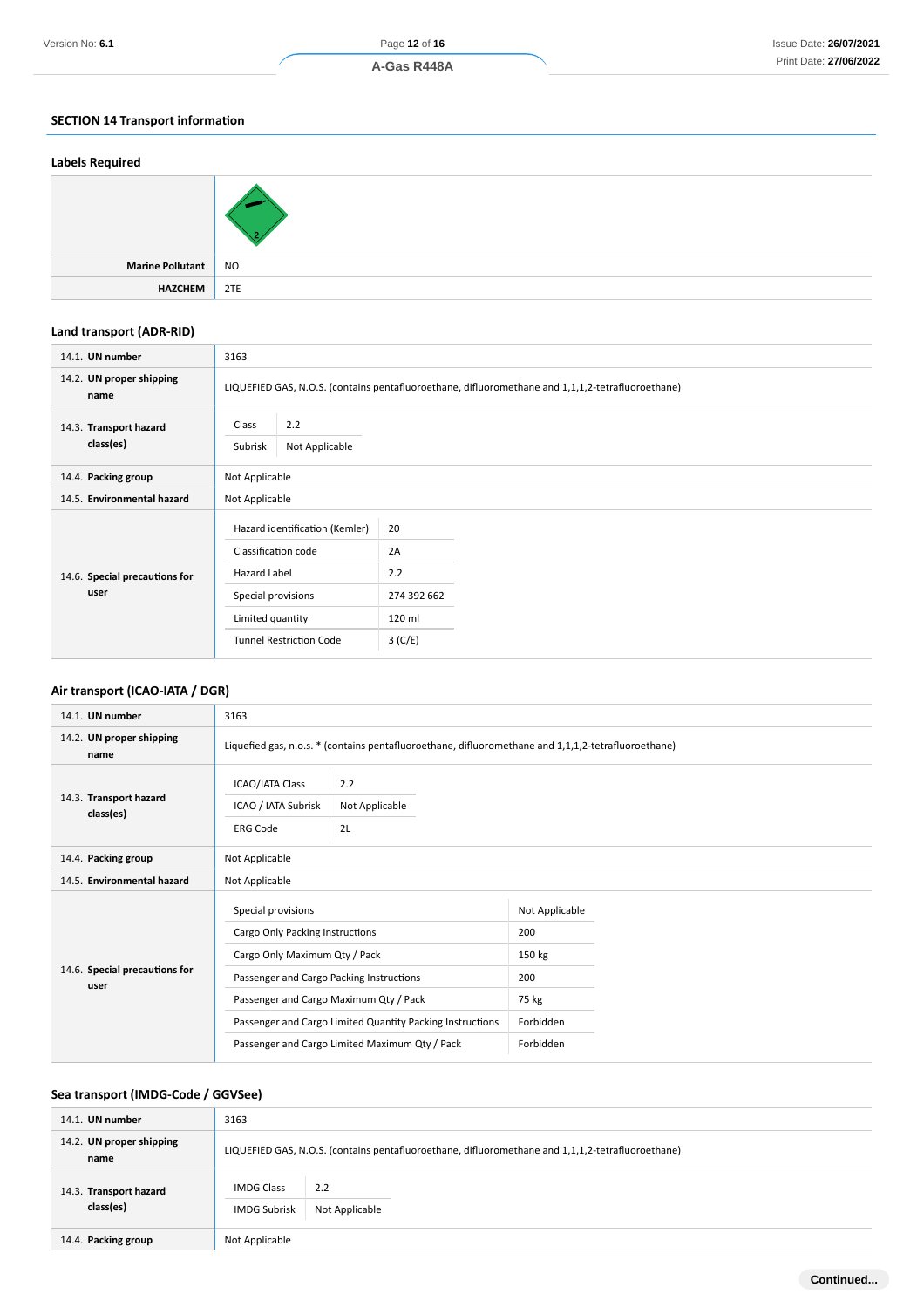## SECTION 14 Transport information

### Labels Required

| | |
|---|---|
| | |
| **Marine Pollutant** | NO |
| **HAZCHEM** | 2TE |

### Land transport (ADR-RID)

| | |
|---|---|
| 14.1. **UN number** | 3163 |
| 14.2. **UN proper shipping name** | LIQUEFIED GAS, N.O.S. (contains pentafluoroethane, difluoromethane and 1,1,1,2-tetrafluoroethane) |
| 14.3. **Transport hazard class(es)** | Class: 2.2<br>Subrisk: Not Applicable |
| 14.4. **Packing group** | Not Applicable |
| 14.5. **Environmental hazard** | Not Applicable |
| 14.6. **Special precautions for user** | Hazard identification (Kemler): 20<br>Classification code: 2A<br>Hazard Label: 2.2<br>Special provisions: 274 392 662<br>Limited quantity: 120 ml<br>Tunnel Restriction Code: 3 (C/E) |

### Air transport (ICAO-IATA / DGR)

| | |
|---|---|
| 14.1. **UN number** | 3163 |
| 14.2. **UN proper shipping name** | Liquefied gas, n.o.s. * (contains pentafluoroethane, difluoromethane and 1,1,1,2-tetrafluoroethane) |
| 14.3. **Transport hazard class(es)** | ICAO/IATA Class: 2.2<br>ICAO / IATA Subrisk: Not Applicable<br>ERG Code: 2L |
| 14.4. **Packing group** | Not Applicable |
| 14.5. **Environmental hazard** | Not Applicable |
| 14.6. **Special precautions for user** | Special provisions: Not Applicable<br>Cargo Only Packing Instructions: 200<br>Cargo Only Maximum Qty / Pack: 150 kg<br>Passenger and Cargo Packing Instructions: 200<br>Passenger and Cargo Maximum Qty / Pack: 75 kg<br>Passenger and Cargo Limited Quantity Packing Instructions: Forbidden<br>Passenger and Cargo Limited Maximum Qty / Pack: Forbidden |

### Sea transport (IMDG-Code / GGVSee)

| | |
|---|---|
| 14.1. **UN number** | 3163 |
| 14.2. **UN proper shipping name** | LIQUEFIED GAS, N.O.S. (contains pentafluoroethane, difluoromethane and 1,1,1,2-tetrafluoroethane) |
| 14.3. **Transport hazard class(es)** | IMDG Class: 2.2<br>IMDG Subrisk: Not Applicable |
| 14.4. **Packing group** | Not Applicable |

**Continued...**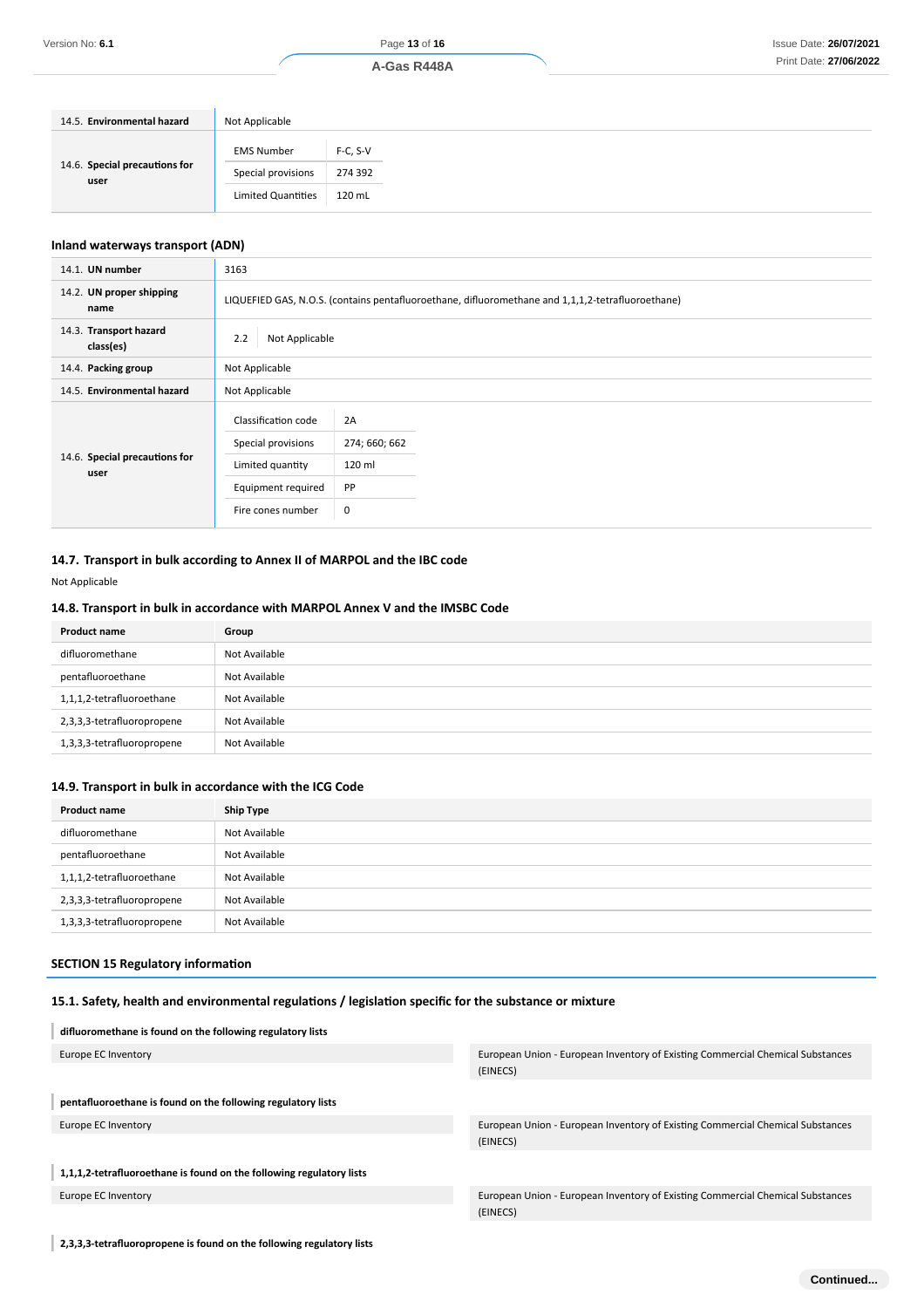| | |
|---|---|
| 14.5. **Environmental hazard** | Not Applicable |
| 14.6. **Special precautions for user** | EMS Number: F-C, S-V<br>Special provisions: 274 392<br>Limited Quantities: 120 mL |

### Inland waterways transport (ADN)

| | |
|---|---|
| 14.1. **UN number** | 3163 |
| 14.2. **UN proper shipping name** | LIQUEFIED GAS, N.O.S. (contains pentafluoroethane, difluoromethane and 1,1,1,2-tetrafluoroethane) |
| 14.3. **Transport hazard class(es)** | 2.2 \| Not Applicable |
| 14.4. **Packing group** | Not Applicable |
| 14.5. **Environmental hazard** | Not Applicable |
| 14.6. **Special precautions for user** | Classification code: 2A<br>Special provisions: 274; 660; 662<br>Limited quantity: 120 ml<br>Equipment required: PP<br>Fire cones number: 0 |

### 14.7. Transport in bulk according to Annex II of MARPOL and the IBC code

Not Applicable

### 14.8. Transport in bulk in accordance with MARPOL Annex V and the IMSBC Code

| Product name | Group |
|---|---|
| difluoromethane | Not Available |
| pentafluoroethane | Not Available |
| 1,1,1,2-tetrafluoroethane | Not Available |
| 2,3,3,3-tetrafluoropropene | Not Available |
| 1,3,3,3-tetrafluoropropene | Not Available |

### 14.9. Transport in bulk in accordance with the ICG Code

| Product name | Ship Type |
|---|---|
| difluoromethane | Not Available |
| pentafluoroethane | Not Available |
| 1,1,1,2-tetrafluoroethane | Not Available |
| 2,3,3,3-tetrafluoropropene | Not Available |
| 1,3,3,3-tetrafluoropropene | Not Available |

## SECTION 15 Regulatory information

### 15.1. Safety, health and environmental regulations / legislation specific for the substance or mixture

**difluoromethane is found on the following regulatory lists**

| | |
|---|---|
| Europe EC Inventory | European Union - European Inventory of Existing Commercial Chemical Substances (EINECS) |

**pentafluoroethane is found on the following regulatory lists**

| | |
|---|---|
| Europe EC Inventory | European Union - European Inventory of Existing Commercial Chemical Substances (EINECS) |

**1,1,1,2-tetrafluoroethane is found on the following regulatory lists**

| | |
|---|---|
| Europe EC Inventory | European Union - European Inventory of Existing Commercial Chemical Substances (EINECS) |

**2,3,3,3-tetrafluoropropene is found on the following regulatory lists**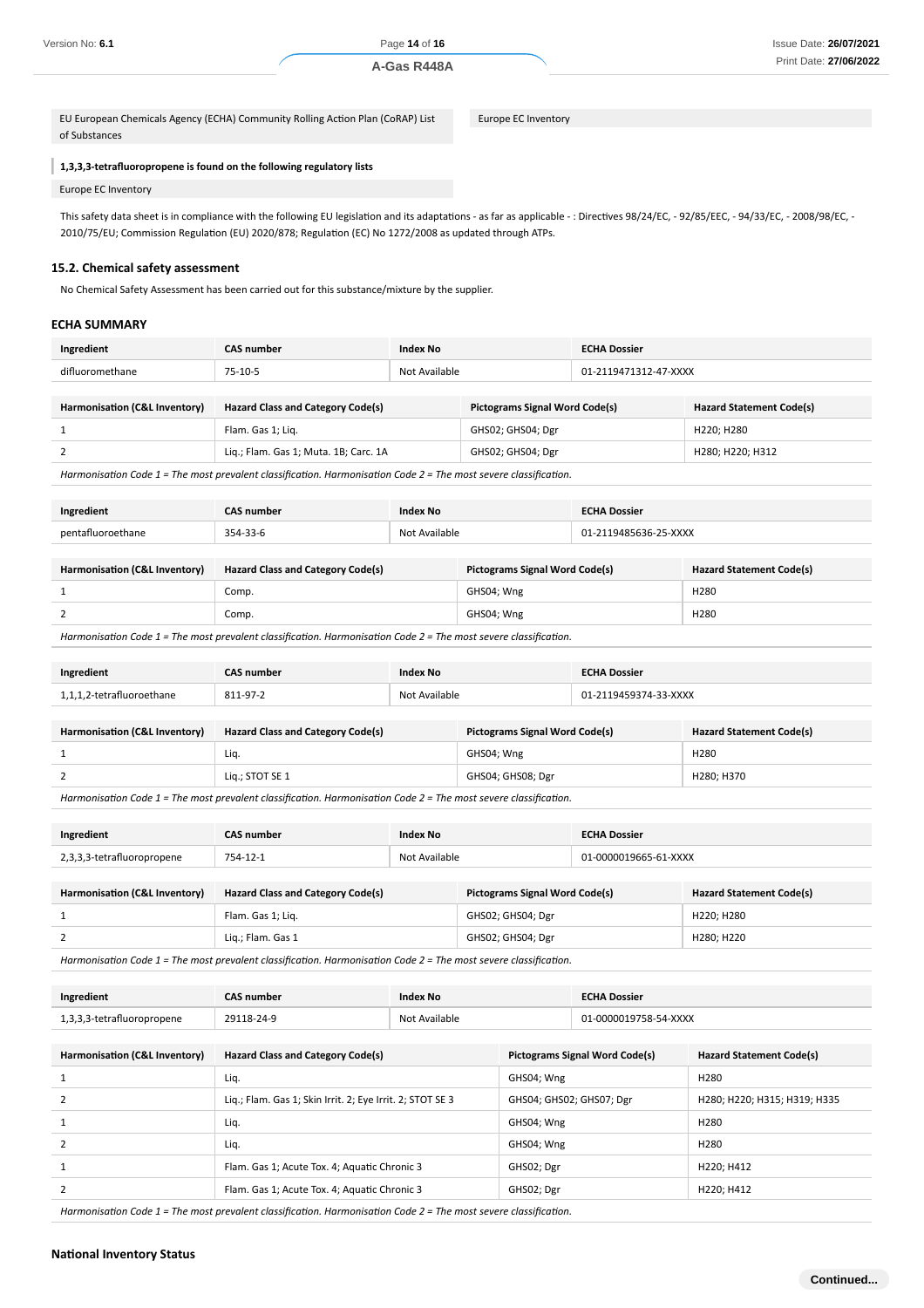| EU European Chemicals Agency (ECHA) Community Rolling Action Plan (CoRAP) List of Substances | Europe EC Inventory |
|---|---|

**1,3,3,3-tetrafluoropropene is found on the following regulatory lists**

| Europe EC Inventory |
|---|

This safety data sheet is in compliance with the following EU legislation and its adaptations - as far as applicable - : Directives 98/24/EC, - 92/85/EEC, - 94/33/EC, - 2008/98/EC, - 2010/75/EU; Commission Regulation (EU) 2020/878; Regulation (EC) No 1272/2008 as updated through ATPs.

### 15.2. Chemical safety assessment

No Chemical Safety Assessment has been carried out for this substance/mixture by the supplier.

### ECHA SUMMARY

| Ingredient | CAS number | Index No | ECHA Dossier |
|---|---|---|---|
| difluoromethane | 75-10-5 | Not Available | 01-2119471312-47-XXXX |

| Harmonisation (C&L Inventory) | Hazard Class and Category Code(s) | Pictograms Signal Word Code(s) | Hazard Statement Code(s) |
|---|---|---|---|
| 1 | Flam. Gas 1; Liq. | GHS02; GHS04; Dgr | H220; H280 |
| 2 | Liq.; Flam. Gas 1; Muta. 1B; Carc. 1A | GHS02; GHS04; Dgr | H280; H220; H312 |

*Harmonisation Code 1 = The most prevalent classification. Harmonisation Code 2 = The most severe classification.*

| Ingredient | CAS number | Index No | ECHA Dossier |
|---|---|---|---|
| pentafluoroethane | 354-33-6 | Not Available | 01-2119485636-25-XXXX |

| Harmonisation (C&L Inventory) | Hazard Class and Category Code(s) | Pictograms Signal Word Code(s) | Hazard Statement Code(s) |
|---|---|---|---|
| 1 | Comp. | GHS04; Wng | H280 |
| 2 | Comp. | GHS04; Wng | H280 |

*Harmonisation Code 1 = The most prevalent classification. Harmonisation Code 2 = The most severe classification.*

| Ingredient | CAS number | Index No | ECHA Dossier |
|---|---|---|---|
| 1,1,1,2-tetrafluoroethane | 811-97-2 | Not Available | 01-2119459374-33-XXXX |

| Harmonisation (C&L Inventory) | Hazard Class and Category Code(s) | Pictograms Signal Word Code(s) | Hazard Statement Code(s) |
|---|---|---|---|
| 1 | Liq. | GHS04; Wng | H280 |
| 2 | Liq.; STOT SE 1 | GHS04; GHS08; Dgr | H280; H370 |

*Harmonisation Code 1 = The most prevalent classification. Harmonisation Code 2 = The most severe classification.*

| Ingredient | CAS number | Index No | ECHA Dossier |
|---|---|---|---|
| 2,3,3,3-tetrafluoropropene | 754-12-1 | Not Available | 01-0000019665-61-XXXX |

| Harmonisation (C&L Inventory) | Hazard Class and Category Code(s) | Pictograms Signal Word Code(s) | Hazard Statement Code(s) |
|---|---|---|---|
| 1 | Flam. Gas 1; Liq. | GHS02; GHS04; Dgr | H220; H280 |
| 2 | Liq.; Flam. Gas 1 | GHS02; GHS04; Dgr | H280; H220 |

*Harmonisation Code 1 = The most prevalent classification. Harmonisation Code 2 = The most severe classification.*

| Ingredient | CAS number | Index No | ECHA Dossier |
|---|---|---|---|
| 1,3,3,3-tetrafluoropropene | 29118-24-9 | Not Available | 01-0000019758-54-XXXX |

| Harmonisation (C&L Inventory) | Hazard Class and Category Code(s) | Pictograms Signal Word Code(s) | Hazard Statement Code(s) |
|---|---|---|---|
| 1 | Liq. | GHS04; Wng | H280 |
| 2 | Liq.; Flam. Gas 1; Skin Irrit. 2; Eye Irrit. 2; STOT SE 3 | GHS04; GHS02; GHS07; Dgr | H280; H220; H315; H319; H335 |
| 1 | Liq. | GHS04; Wng | H280 |
| 2 | Liq. | GHS04; Wng | H280 |
| 1 | Flam. Gas 1; Acute Tox. 4; Aquatic Chronic 3 | GHS02; Dgr | H220; H412 |
| 2 | Flam. Gas 1; Acute Tox. 4; Aquatic Chronic 3 | GHS02; Dgr | H220; H412 |

*Harmonisation Code 1 = The most prevalent classification. Harmonisation Code 2 = The most severe classification.*

### National Inventory Status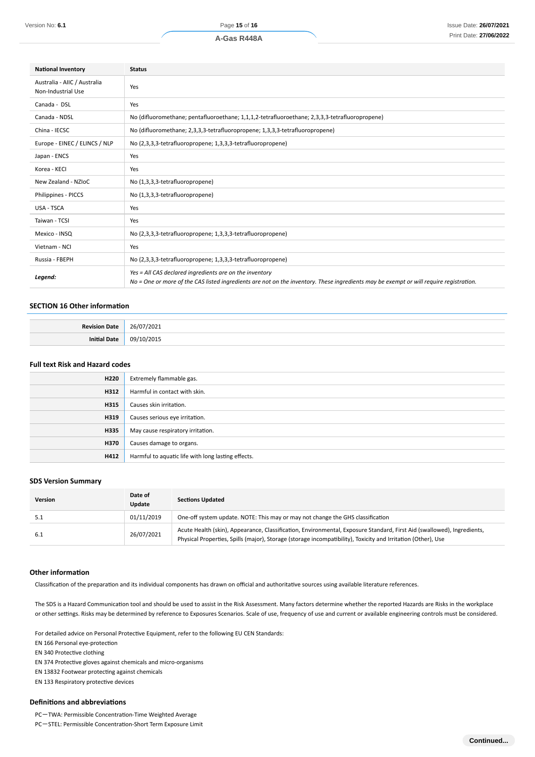| National Inventory | Status |
|---|---|
| Australia - AIIC / Australia Non-Industrial Use | Yes |
| Canada - DSL | Yes |
| Canada - NDSL | No (difluoromethane; pentafluoroethane; 1,1,1,2-tetrafluoroethane; 2,3,3,3-tetrafluoropropene) |
| China - IECSC | No (difluoromethane; 2,3,3,3-tetrafluoropropene; 1,3,3,3-tetrafluoropropene) |
| Europe - EINEC / ELINCS / NLP | No (2,3,3,3-tetrafluoropropene; 1,3,3,3-tetrafluoropropene) |
| Japan - ENCS | Yes |
| Korea - KECI | Yes |
| New Zealand - NZIoC | No (1,3,3,3-tetrafluoropropene) |
| Philippines - PICCS | No (1,3,3,3-tetrafluoropropene) |
| USA - TSCA | Yes |
| Taiwan - TCSI | Yes |
| Mexico - INSQ | No (2,3,3,3-tetrafluoropropene; 1,3,3,3-tetrafluoropropene) |
| Vietnam - NCI | Yes |
| Russia - FBEPH | No (2,3,3,3-tetrafluoropropene; 1,3,3,3-tetrafluoropropene) |
| ***Legend:*** | *Yes = All CAS declared ingredients are on the inventory*<br>*No = One or more of the CAS listed ingredients are not on the inventory. These ingredients may be exempt or will require registration.* |

## SECTION 16 Other information

| | |
|---|---|
| **Revision Date** | 26/07/2021 |
| **Initial Date** | 09/10/2015 |

### Full text Risk and Hazard codes

| | |
|---|---|
| **H220** | Extremely flammable gas. |
| **H312** | Harmful in contact with skin. |
| **H315** | Causes skin irritation. |
| **H319** | Causes serious eye irritation. |
| **H335** | May cause respiratory irritation. |
| **H370** | Causes damage to organs. |
| **H412** | Harmful to aquatic life with long lasting effects. |

### SDS Version Summary

| Version | Date of Update | Sections Updated |
|---|---|---|
| 5.1 | 01/11/2019 | One-off system update. NOTE: This may or may not change the GHS classification |
| 6.1 | 26/07/2021 | Acute Health (skin), Appearance, Classification, Environmental, Exposure Standard, First Aid (swallowed), Ingredients, Physical Properties, Spills (major), Storage (storage incompatibility), Toxicity and Irritation (Other), Use |

### Other information

Classification of the preparation and its individual components has drawn on official and authoritative sources using available literature references.

The SDS is a Hazard Communication tool and should be used to assist in the Risk Assessment. Many factors determine whether the reported Hazards are Risks in the workplace or other settings. Risks may be determined by reference to Exposures Scenarios. Scale of use, frequency of use and current or available engineering controls must be considered.

For detailed advice on Personal Protective Equipment, refer to the following EU CEN Standards:
EN 166 Personal eye-protection
EN 340 Protective clothing
EN 374 Protective gloves against chemicals and micro-organisms
EN 13832 Footwear protecting against chemicals
EN 133 Respiratory protective devices

### Definitions and abbreviations

PC—TWA: Permissible Concentration-Time Weighted Average
PC—STEL: Permissible Concentration-Short Term Exposure Limit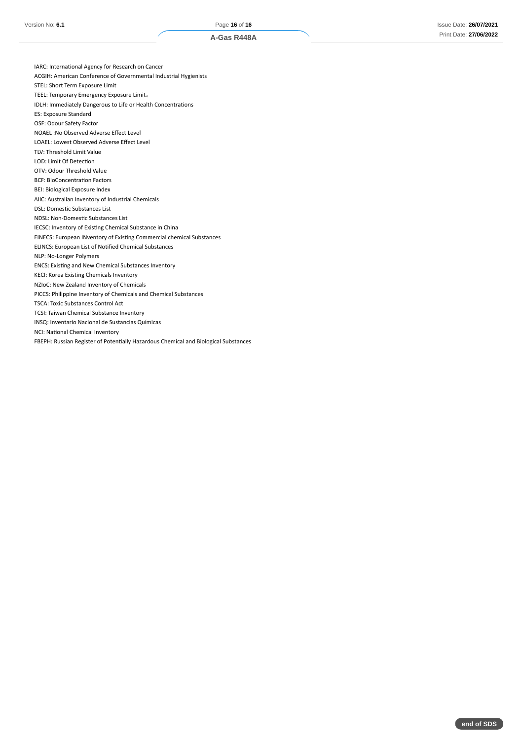IARC: International Agency for Research on Cancer
ACGIH: American Conference of Governmental Industrial Hygienists
STEL: Short Term Exposure Limit
TEEL: Temporary Emergency Exposure Limit。
IDLH: Immediately Dangerous to Life or Health Concentrations
ES: Exposure Standard
OSF: Odour Safety Factor
NOAEL :No Observed Adverse Effect Level
LOAEL: Lowest Observed Adverse Effect Level
TLV: Threshold Limit Value
LOD: Limit Of Detection
OTV: Odour Threshold Value
BCF: BioConcentration Factors
BEI: Biological Exposure Index
AIIC: Australian Inventory of Industrial Chemicals
DSL: Domestic Substances List
NDSL: Non-Domestic Substances List
IECSC: Inventory of Existing Chemical Substance in China
EINECS: European INventory of Existing Commercial chemical Substances
ELINCS: European List of Notified Chemical Substances
NLP: No-Longer Polymers
ENCS: Existing and New Chemical Substances Inventory
KECI: Korea Existing Chemicals Inventory
NZIoC: New Zealand Inventory of Chemicals
PICCS: Philippine Inventory of Chemicals and Chemical Substances
TSCA: Toxic Substances Control Act
TCSI: Taiwan Chemical Substance Inventory
INSQ: Inventario Nacional de Sustancias Químicas
NCI: National Chemical Inventory
FBEPH: Russian Register of Potentially Hazardous Chemical and Biological Substances

end of SDS